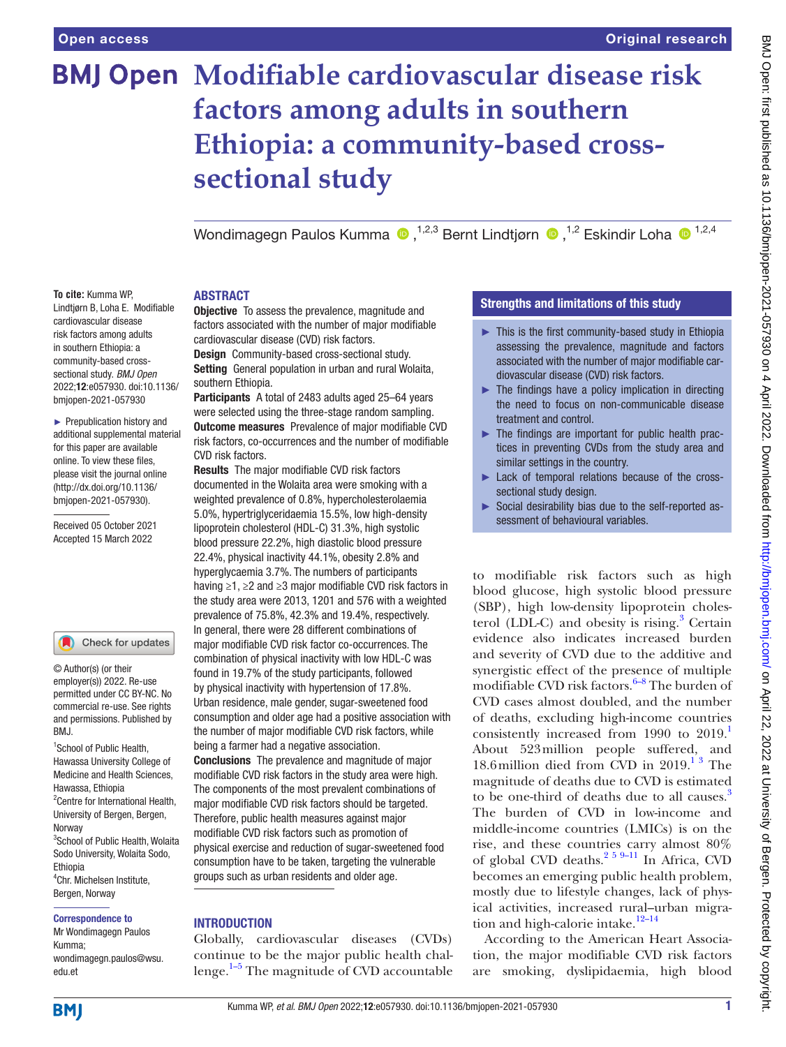# Modifiable cardiovascular disease risk factors among adults in southern Ethiopia: a community-based cross-sectional study

Wondimagegn Paulos Kumma [1,2,3], Bernt Lindtjørn [1,2], Eskindir Loha [1,2,4]

**To cite:** Kumma WP, Lindtjørn B, Loha E. Modifiable cardiovascular disease risk factors among adults in southern Ethiopia: a community-based cross-sectional study. *BMJ Open* 2022;**12**:e057930. doi:10.1136/bmjopen-2021-057930

► Prepublication history and additional supplemental material for this paper are available online. To view these files, please visit the journal online (http://dx.doi.org/10.1136/bmjopen-2021-057930).

Received 05 October 2021
Accepted 15 March 2022

© Author(s) (or their employer(s)) 2022. Re-use permitted under CC BY-NC. No commercial re-use. See rights and permissions. Published by BMJ.

[1]School of Public Health, Hawassa University College of Medicine and Health Sciences, Hawassa, Ethiopia
[2]Centre for International Health, University of Bergen, Bergen, Norway
[3]School of Public Health, Wolaita Sodo University, Wolaita Sodo, Ethiopia
[4]Chr. Michelsen Institute, Bergen, Norway

**Correspondence to**
Mr Wondimagegn Paulos Kumma;
wondimagegn.paulos@wsu.edu.et

## ABSTRACT

**Objective** To assess the prevalence, magnitude and factors associated with the number of major modifiable cardiovascular disease (CVD) risk factors.

**Design** Community-based cross-sectional study.

**Setting** General population in urban and rural Wolaita, southern Ethiopia.

**Participants** A total of 2483 adults aged 25–64 years were selected using the three-stage random sampling.

**Outcome measures** Prevalence of major modifiable CVD risk factors, co-occurrences and the number of modifiable CVD risk factors.

**Results** The major modifiable CVD risk factors documented in the Wolaita area were smoking with a weighted prevalence of 0.8%, hypercholesterolaemia 5.0%, hypertriglyceridaemia 15.5%, low high-density lipoprotein cholesterol (HDL-C) 31.3%, high systolic blood pressure 22.2%, high diastolic blood pressure 22.4%, physical inactivity 44.1%, obesity 2.8% and hyperglycaemia 3.7%. The numbers of participants having ≥1, ≥2 and ≥3 major modifiable CVD risk factors in the study area were 2013, 1201 and 576 with a weighted prevalence of 75.8%, 42.3% and 19.4%, respectively. In general, there were 28 different combinations of major modifiable CVD risk factor co-occurrences. The combination of physical inactivity with low HDL-C was found in 19.7% of the study participants, followed by physical inactivity with hypertension of 17.8%. Urban residence, male gender, sugar-sweetened food consumption and older age had a positive association with the number of major modifiable CVD risk factors, while being a farmer had a negative association.

**Conclusions** The prevalence and magnitude of major modifiable CVD risk factors in the study area were high. The components of the most prevalent combinations of major modifiable CVD risk factors should be targeted. Therefore, public health measures against major modifiable CVD risk factors such as promotion of physical exercise and reduction of sugar-sweetened food consumption have to be taken, targeting the vulnerable groups such as urban residents and older age.

### Strengths and limitations of this study

- ► This is the first community-based study in Ethiopia assessing the prevalence, magnitude and factors associated with the number of major modifiable cardiovascular disease (CVD) risk factors.
- ► The findings have a policy implication in directing the need to focus on non-communicable disease treatment and control.
- ► The findings are important for public health practices in preventing CVDs from the study area and similar settings in the country.
- ► Lack of temporal relations because of the cross-sectional study design.
- ► Social desirability bias due to the self-reported assessment of behavioural variables.

## INTRODUCTION

Globally, cardiovascular diseases (CVDs) continue to be the major public health challenge.[1–5] The magnitude of CVD accountable to modifiable risk factors such as high blood glucose, high systolic blood pressure (SBP), high low-density lipoprotein cholesterol (LDL-C) and obesity is rising.[3] Certain evidence also indicates increased burden and severity of CVD due to the additive and synergistic effect of the presence of multiple modifiable CVD risk factors.[6–8] The burden of CVD cases almost doubled, and the number of deaths, excluding high-income countries consistently increased from 1990 to 2019.[1] About 523 million people suffered, and 18.6 million died from CVD in 2019.[1 3] The magnitude of deaths due to CVD is estimated to be one-third of deaths due to all causes.[3] The burden of CVD in low-income and middle-income countries (LMICs) is on the rise, and these countries carry almost 80% of global CVD deaths.[2 5 9–11] In Africa, CVD becomes an emerging public health problem, mostly due to lifestyle changes, lack of physical activities, increased rural–urban migration and high-calorie intake.[12–14]

According to the American Heart Association, the major modifiable CVD risk factors are smoking, dyslipidaemia, high blood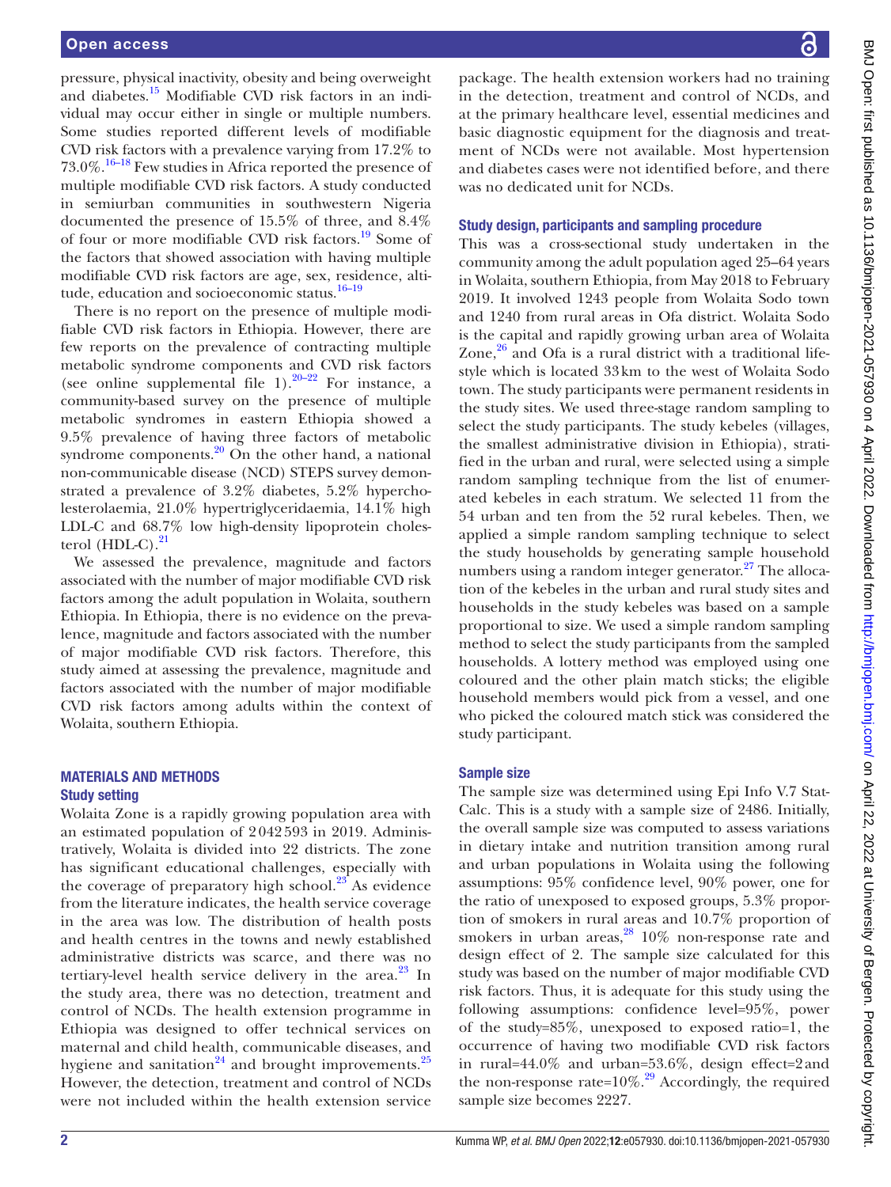pressure, physical inactivity, obesity and being overweight and diabetes.[15] Modifiable CVD risk factors in an individual may occur either in single or multiple numbers. Some studies reported different levels of modifiable CVD risk factors with a prevalence varying from 17.2% to 73.0%.[16–18] Few studies in Africa reported the presence of multiple modifiable CVD risk factors. A study conducted in semiurban communities in southwestern Nigeria documented the presence of 15.5% of three, and 8.4% of four or more modifiable CVD risk factors.[19] Some of the factors that showed association with having multiple modifiable CVD risk factors are age, sex, residence, altitude, education and socioeconomic status.[16–19]

There is no report on the presence of multiple modifiable CVD risk factors in Ethiopia. However, there are few reports on the prevalence of contracting multiple metabolic syndrome components and CVD risk factors (see online supplemental file 1).[20–22] For instance, a community-based survey on the presence of multiple metabolic syndromes in eastern Ethiopia showed a 9.5% prevalence of having three factors of metabolic syndrome components.[20] On the other hand, a national non-communicable disease (NCD) STEPS survey demonstrated a prevalence of 3.2% diabetes, 5.2% hypercholesterolaemia, 21.0% hypertriglyceridaemia, 14.1% high LDL-C and 68.7% low high-density lipoprotein cholesterol (HDL-C).[21]

We assessed the prevalence, magnitude and factors associated with the number of major modifiable CVD risk factors among the adult population in Wolaita, southern Ethiopia. In Ethiopia, there is no evidence on the prevalence, magnitude and factors associated with the number of major modifiable CVD risk factors. Therefore, this study aimed at assessing the prevalence, magnitude and factors associated with the number of major modifiable CVD risk factors among adults within the context of Wolaita, southern Ethiopia.

## MATERIALS AND METHODS

### Study setting

Wolaita Zone is a rapidly growing population area with an estimated population of 2042593 in 2019. Administratively, Wolaita is divided into 22 districts. The zone has significant educational challenges, especially with the coverage of preparatory high school.[23] As evidence from the literature indicates, the health service coverage in the area was low. The distribution of health posts and health centres in the towns and newly established administrative districts was scarce, and there was no tertiary-level health service delivery in the area.[23] In the study area, there was no detection, treatment and control of NCDs. The health extension programme in Ethiopia was designed to offer technical services on maternal and child health, communicable diseases, and hygiene and sanitation[24] and brought improvements.[25] However, the detection, treatment and control of NCDs were not included within the health extension service package. The health extension workers had no training in the detection, treatment and control of NCDs, and at the primary healthcare level, essential medicines and basic diagnostic equipment for the diagnosis and treatment of NCDs were not available. Most hypertension and diabetes cases were not identified before, and there was no dedicated unit for NCDs.

### Study design, participants and sampling procedure

This was a cross-sectional study undertaken in the community among the adult population aged 25–64 years in Wolaita, southern Ethiopia, from May 2018 to February 2019. It involved 1243 people from Wolaita Sodo town and 1240 from rural areas in Ofa district. Wolaita Sodo is the capital and rapidly growing urban area of Wolaita Zone,[26] and Ofa is a rural district with a traditional lifestyle which is located 33 km to the west of Wolaita Sodo town. The study participants were permanent residents in the study sites. We used three-stage random sampling to select the study participants. The study kebeles (villages, the smallest administrative division in Ethiopia), stratified in the urban and rural, were selected using a simple random sampling technique from the list of enumerated kebeles in each stratum. We selected 11 from the 54 urban and ten from the 52 rural kebeles. Then, we applied a simple random sampling technique to select the study households by generating sample household numbers using a random integer generator.[27] The allocation of the kebeles in the urban and rural study sites and households in the study kebeles was based on a sample proportional to size. We used a simple random sampling method to select the study participants from the sampled households. A lottery method was employed using one coloured and the other plain match sticks; the eligible household members would pick from a vessel, and one who picked the coloured match stick was considered the study participant.

### Sample size

The sample size was determined using Epi Info V.7 StatCalc. This is a study with a sample size of 2486. Initially, the overall sample size was computed to assess variations in dietary intake and nutrition transition among rural and urban populations in Wolaita using the following assumptions: 95% confidence level, 90% power, one for the ratio of unexposed to exposed groups, 5.3% proportion of smokers in rural areas and 10.7% proportion of smokers in urban areas,[28] 10% non-response rate and design effect of 2. The sample size calculated for this study was based on the number of major modifiable CVD risk factors. Thus, it is adequate for this study using the following assumptions: confidence level=95%, power of the study=85%, unexposed to exposed ratio=1, the occurrence of having two modifiable CVD risk factors in rural=44.0% and urban=53.6%, design effect=2 and the non-response rate=10%.[29] Accordingly, the required sample size becomes 2227.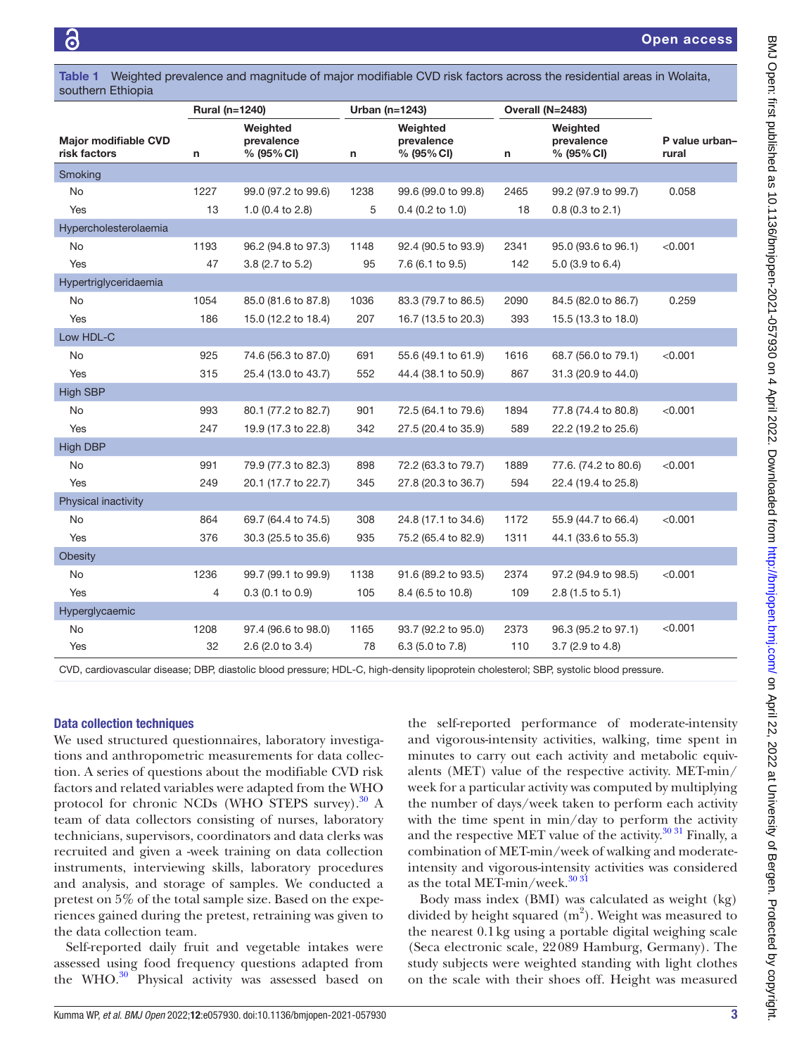**Table 1** Weighted prevalence and magnitude of major modifiable CVD risk factors across the residential areas in Wolaita, southern Ethiopia

| Major modifiable CVD risk factors | Rural (n=1240) | | Urban (n=1243) | | Overall (N=2483) | | P value urban–rural |
|---|---|---|---|---|---|---|---|
| | n | Weighted prevalence % (95% CI) | n | Weighted prevalence % (95% CI) | n | Weighted prevalence % (95% CI) | |
| **Smoking** | | | | | | | |
| No | 1227 | 99.0 (97.2 to 99.6) | 1238 | 99.6 (99.0 to 99.8) | 2465 | 99.2 (97.9 to 99.7) | 0.058 |
| Yes | 13 | 1.0 (0.4 to 2.8) | 5 | 0.4 (0.2 to 1.0) | 18 | 0.8 (0.3 to 2.1) | |
| **Hypercholesterolaemia** | | | | | | | |
| No | 1193 | 96.2 (94.8 to 97.3) | 1148 | 92.4 (90.5 to 93.9) | 2341 | 95.0 (93.6 to 96.1) | <0.001 |
| Yes | 47 | 3.8 (2.7 to 5.2) | 95 | 7.6 (6.1 to 9.5) | 142 | 5.0 (3.9 to 6.4) | |
| **Hypertriglyceridaemia** | | | | | | | |
| No | 1054 | 85.0 (81.6 to 87.8) | 1036 | 83.3 (79.7 to 86.5) | 2090 | 84.5 (82.0 to 86.7) | 0.259 |
| Yes | 186 | 15.0 (12.2 to 18.4) | 207 | 16.7 (13.5 to 20.3) | 393 | 15.5 (13.3 to 18.0) | |
| **Low HDL-C** | | | | | | | |
| No | 925 | 74.6 (56.3 to 87.0) | 691 | 55.6 (49.1 to 61.9) | 1616 | 68.7 (56.0 to 79.1) | <0.001 |
| Yes | 315 | 25.4 (13.0 to 43.7) | 552 | 44.4 (38.1 to 50.9) | 867 | 31.3 (20.9 to 44.0) | |
| **High SBP** | | | | | | | |
| No | 993 | 80.1 (77.2 to 82.7) | 901 | 72.5 (64.1 to 79.6) | 1894 | 77.8 (74.4 to 80.8) | <0.001 |
| Yes | 247 | 19.9 (17.3 to 22.8) | 342 | 27.5 (20.4 to 35.9) | 589 | 22.2 (19.2 to 25.6) | |
| **High DBP** | | | | | | | |
| No | 991 | 79.9 (77.3 to 82.3) | 898 | 72.2 (63.3 to 79.7) | 1889 | 77.6. (74.2 to 80.6) | <0.001 |
| Yes | 249 | 20.1 (17.7 to 22.7) | 345 | 27.8 (20.3 to 36.7) | 594 | 22.4 (19.4 to 25.8) | |
| **Physical inactivity** | | | | | | | |
| No | 864 | 69.7 (64.4 to 74.5) | 308 | 24.8 (17.1 to 34.6) | 1172 | 55.9 (44.7 to 66.4) | <0.001 |
| Yes | 376 | 30.3 (25.5 to 35.6) | 935 | 75.2 (65.4 to 82.9) | 1311 | 44.1 (33.6 to 55.3) | |
| **Obesity** | | | | | | | |
| No | 1236 | 99.7 (99.1 to 99.9) | 1138 | 91.6 (89.2 to 93.5) | 2374 | 97.2 (94.9 to 98.5) | <0.001 |
| Yes | 4 | 0.3 (0.1 to 0.9) | 105 | 8.4 (6.5 to 10.8) | 109 | 2.8 (1.5 to 5.1) | |
| **Hyperglycaemic** | | | | | | | |
| No | 1208 | 97.4 (96.6 to 98.0) | 1165 | 93.7 (92.2 to 95.0) | 2373 | 96.3 (95.2 to 97.1) | <0.001 |
| Yes | 32 | 2.6 (2.0 to 3.4) | 78 | 6.3 (5.0 to 7.8) | 110 | 3.7 (2.9 to 4.8) | |

CVD, cardiovascular disease; DBP, diastolic blood pressure; HDL-C, high-density lipoprotein cholesterol; SBP, systolic blood pressure.

### Data collection techniques

We used structured questionnaires, laboratory investigations and anthropometric measurements for data collection. A series of questions about the modifiable CVD risk factors and related variables were adapted from the WHO protocol for chronic NCDs (WHO STEPS survey).[30] A team of data collectors consisting of nurses, laboratory technicians, supervisors, coordinators and data clerks was recruited and given a -week training on data collection instruments, interviewing skills, laboratory procedures and analysis, and storage of samples. We conducted a pretest on 5% of the total sample size. Based on the experiences gained during the pretest, retraining was given to the data collection team.

Self-reported daily fruit and vegetable intakes were assessed using food frequency questions adapted from the WHO.[30] Physical activity was assessed based on the self-reported performance of moderate-intensity and vigorous-intensity activities, walking, time spent in minutes to carry out each activity and metabolic equivalents (MET) value of the respective activity. MET-min/week for a particular activity was computed by multiplying the number of days/week taken to perform each activity with the time spent in min/day to perform the activity and the respective MET value of the activity.[30,31] Finally, a combination of MET-min/week of walking and moderate-intensity and vigorous-intensity activities was considered as the total MET-min/week.[30,31]

Body mass index (BMI) was calculated as weight (kg) divided by height squared ($m^2$). Weight was measured to the nearest 0.1 kg using a portable digital weighing scale (Seca electronic scale, 22 089 Hamburg, Germany). The study subjects were weighted standing with light clothes on the scale with their shoes off. Height was measured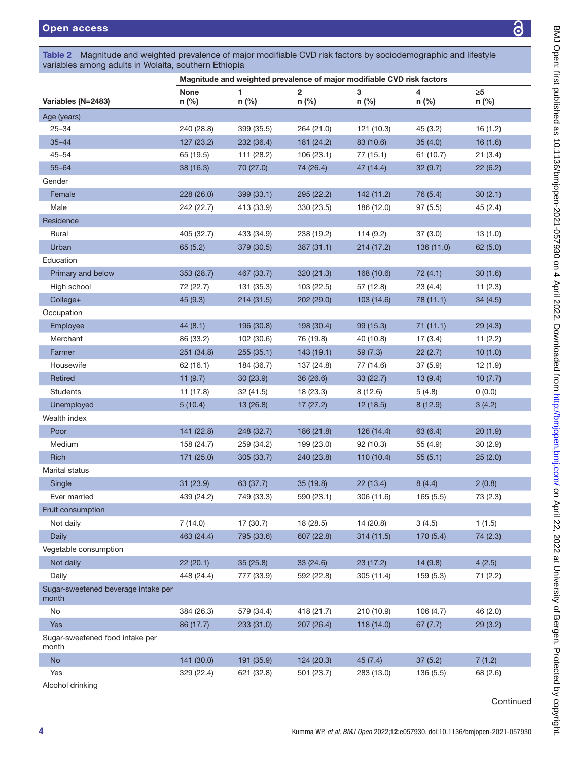**Table 2** Magnitude and weighted prevalence of major modifiable CVD risk factors by sociodemographic and lifestyle variables among adults in Wolaita, southern Ethiopia

| Variables (N=2483) | Magnitude and weighted prevalence of major modifiable CVD risk factors | | | | | |
|---|---|---|---|---|---|---|
| | None n (%) | 1 n (%) | 2 n (%) | 3 n (%) | 4 n (%) | ≥5 n (%) |
| Age (years) | | | | | | |
| 25–34 | 240 (28.8) | 399 (35.5) | 264 (21.0) | 121 (10.3) | 45 (3.2) | 16 (1.2) |
| 35–44 | 127 (23.2) | 232 (36.4) | 181 (24.2) | 83 (10.6) | 35 (4.0) | 16 (1.6) |
| 45–54 | 65 (19.5) | 111 (28.2) | 106 (23.1) | 77 (15.1) | 61 (10.7) | 21 (3.4) |
| 55–64 | 38 (16.3) | 70 (27.0) | 74 (26.4) | 47 (14.4) | 32 (9.7) | 22 (6.2) |
| Gender | | | | | | |
| Female | 228 (26.0) | 399 (33.1) | 295 (22.2) | 142 (11.2) | 76 (5.4) | 30 (2.1) |
| Male | 242 (22.7) | 413 (33.9) | 330 (23.5) | 186 (12.0) | 97 (5.5) | 45 (2.4) |
| Residence | | | | | | |
| Rural | 405 (32.7) | 433 (34.9) | 238 (19.2) | 114 (9.2) | 37 (3.0) | 13 (1.0) |
| Urban | 65 (5.2) | 379 (30.5) | 387 (31.1) | 214 (17.2) | 136 (11.0) | 62 (5.0) |
| Education | | | | | | |
| Primary and below | 353 (28.7) | 467 (33.7) | 320 (21.3) | 168 (10.6) | 72 (4.1) | 30 (1.6) |
| High school | 72 (22.7) | 131 (35.3) | 103 (22.5) | 57 (12.8) | 23 (4.4) | 11 (2.3) |
| College+ | 45 (9.3) | 214 (31.5) | 202 (29.0) | 103 (14.6) | 78 (11.1) | 34 (4.5) |
| Occupation | | | | | | |
| Employee | 44 (8.1) | 196 (30.8) | 198 (30.4) | 99 (15.3) | 71 (11.1) | 29 (4.3) |
| Merchant | 86 (33.2) | 102 (30.6) | 76 (19.8) | 40 (10.8) | 17 (3.4) | 11 (2.2) |
| Farmer | 251 (34.8) | 255 (35.1) | 143 (19.1) | 59 (7.3) | 22 (2.7) | 10 (1.0) |
| Housewife | 62 (16.1) | 184 (36.7) | 137 (24.8) | 77 (14.6) | 37 (5.9) | 12 (1.9) |
| Retired | 11 (9.7) | 30 (23.9) | 36 (26.6) | 33 (22.7) | 13 (9.4) | 10 (7.7) |
| Students | 11 (17.8) | 32 (41.5) | 18 (23.3) | 8 (12.6) | 5 (4.8) | 0 (0.0) |
| Unemployed | 5 (10.4) | 13 (26.8) | 17 (27.2) | 12 (18.5) | 8 (12.9) | 3 (4.2) |
| Wealth index | | | | | | |
| Poor | 141 (22.8) | 248 (32.7) | 186 (21.8) | 126 (14.4) | 63 (6.4) | 20 (1.9) |
| Medium | 158 (24.7) | 259 (34.2) | 199 (23.0) | 92 (10.3) | 55 (4.9) | 30 (2.9) |
| Rich | 171 (25.0) | 305 (33.7) | 240 (23.8) | 110 (10.4) | 55 (5.1) | 25 (2.0) |
| Marital status | | | | | | |
| Single | 31 (23.9) | 63 (37.7) | 35 (19.8) | 22 (13.4) | 8 (4.4) | 2 (0.8) |
| Ever married | 439 (24.2) | 749 (33.3) | 590 (23.1) | 306 (11.6) | 165 (5.5) | 73 (2.3) |
| Fruit consumption | | | | | | |
| Not daily | 7 (14.0) | 17 (30.7) | 18 (28.5) | 14 (20.8) | 3 (4.5) | 1 (1.5) |
| Daily | 463 (24.4) | 795 (33.6) | 607 (22.8) | 314 (11.5) | 170 (5.4) | 74 (2.3) |
| Vegetable consumption | | | | | | |
| Not daily | 22 (20.1) | 35 (25.8) | 33 (24.6) | 23 (17.2) | 14 (9.8) | 4 (2.5) |
| Daily | 448 (24.4) | 777 (33.9) | 592 (22.8) | 305 (11.4) | 159 (5.3) | 71 (2.2) |
| Sugar-sweetened beverage intake per month | | | | | | |
| No | 384 (26.3) | 579 (34.4) | 418 (21.7) | 210 (10.9) | 106 (4.7) | 46 (2.0) |
| Yes | 86 (17.7) | 233 (31.0) | 207 (26.4) | 118 (14.0) | 67 (7.7) | 29 (3.2) |
| Sugar-sweetened food intake per month | | | | | | |
| No | 141 (30.0) | 191 (35.9) | 124 (20.3) | 45 (7.4) | 37 (5.2) | 7 (1.2) |
| Yes | 329 (22.4) | 621 (32.8) | 501 (23.7) | 283 (13.0) | 136 (5.5) | 68 (2.6) |
| Alcohol drinking | | | | | | |

Continued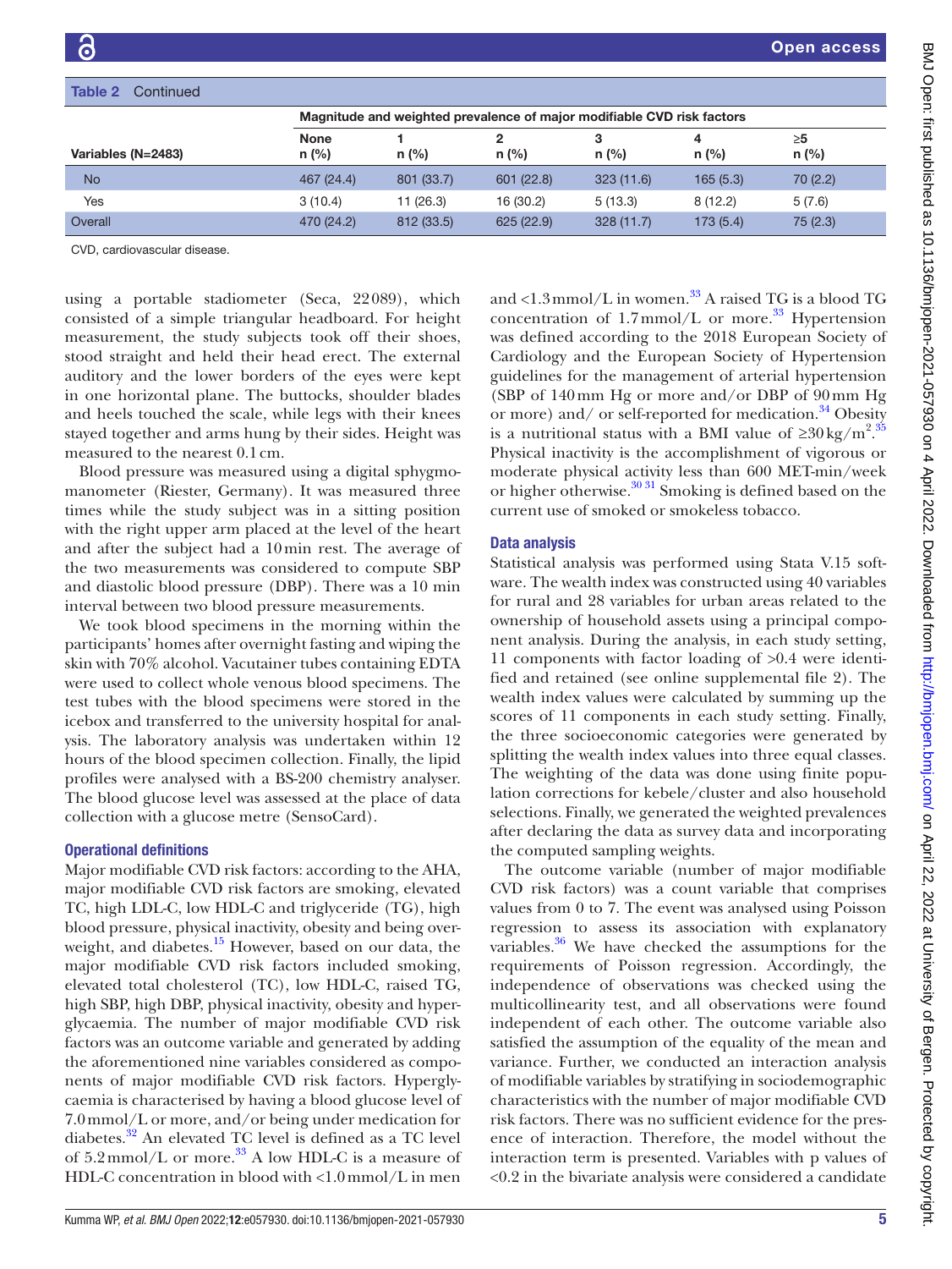Table 2 Continued

| Variables (N=2483) | Magnitude and weighted prevalence of major modifiable CVD risk factors | | | | | |
|---|---|---|---|---|---|---|
| | None n (%) | 1 n (%) | 2 n (%) | 3 n (%) | 4 n (%) | ≥5 n (%) |
| No | 467 (24.4) | 801 (33.7) | 601 (22.8) | 323 (11.6) | 165 (5.3) | 70 (2.2) |
| Yes | 3 (10.4) | 11 (26.3) | 16 (30.2) | 5 (13.3) | 8 (12.2) | 5 (7.6) |
| Overall | 470 (24.2) | 812 (33.5) | 625 (22.9) | 328 (11.7) | 173 (5.4) | 75 (2.3) |

CVD, cardiovascular disease.

using a portable stadiometer (Seca, 22089), which consisted of a simple triangular headboard. For height measurement, the study subjects took off their shoes, stood straight and held their head erect. The external auditory and the lower borders of the eyes were kept in one horizontal plane. The buttocks, shoulder blades and heels touched the scale, while legs with their knees stayed together and arms hung by their sides. Height was measured to the nearest 0.1 cm.

Blood pressure was measured using a digital sphygmomanometer (Riester, Germany). It was measured three times while the study subject was in a sitting position with the right upper arm placed at the level of the heart and after the subject had a 10 min rest. The average of the two measurements was considered to compute SBP and diastolic blood pressure (DBP). There was a 10 min interval between two blood pressure measurements.

We took blood specimens in the morning within the participants' homes after overnight fasting and wiping the skin with 70% alcohol. Vacutainer tubes containing EDTA were used to collect whole venous blood specimens. The test tubes with the blood specimens were stored in the icebox and transferred to the university hospital for analysis. The laboratory analysis was undertaken within 12 hours of the blood specimen collection. Finally, the lipid profiles were analysed with a BS-200 chemistry analyser. The blood glucose level was assessed at the place of data collection with a glucose metre (SensoCard).

### Operational definitions

Major modifiable CVD risk factors: according to the AHA, major modifiable CVD risk factors are smoking, elevated TC, high LDL-C, low HDL-C and triglyceride (TG), high blood pressure, physical inactivity, obesity and being overweight, and diabetes.[15] However, based on our data, the major modifiable CVD risk factors included smoking, elevated total cholesterol (TC), low HDL-C, raised TG, high SBP, high DBP, physical inactivity, obesity and hyperglycaemia. The number of major modifiable CVD risk factors was an outcome variable and generated by adding the aforementioned nine variables considered as components of major modifiable CVD risk factors. Hyperglycaemia is characterised by having a blood glucose level of 7.0 mmol/L or more, and/or being under medication for diabetes.[32] An elevated TC level is defined as a TC level of 5.2 mmol/L or more.[33] A low HDL-C is a measure of HDL-C concentration in blood with <1.0 mmol/L in men and <1.3 mmol/L in women.[33] A raised TG is a blood TG concentration of 1.7 mmol/L or more.[33] Hypertension was defined according to the 2018 European Society of Cardiology and the European Society of Hypertension guidelines for the management of arterial hypertension (SBP of 140 mm Hg or more and/or DBP of 90 mm Hg or more) and/ or self-reported for medication.[34] Obesity is a nutritional status with a BMI value of $\geq 30\,kg/m^2$.[35] Physical inactivity is the accomplishment of vigorous or moderate physical activity less than 600 MET-min/week or higher otherwise.[30,31] Smoking is defined based on the current use of smoked or smokeless tobacco.

### Data analysis

Statistical analysis was performed using Stata V.15 software. The wealth index was constructed using 40 variables for rural and 28 variables for urban areas related to the ownership of household assets using a principal component analysis. During the analysis, in each study setting, 11 components with factor loading of >0.4 were identified and retained (see online supplemental file 2). The wealth index values were calculated by summing up the scores of 11 components in each study setting. Finally, the three socioeconomic categories were generated by splitting the wealth index values into three equal classes. The weighting of the data was done using finite population corrections for kebele/cluster and also household selections. Finally, we generated the weighted prevalences after declaring the data as survey data and incorporating the computed sampling weights.

The outcome variable (number of major modifiable CVD risk factors) was a count variable that comprises values from 0 to 7. The event was analysed using Poisson regression to assess its association with explanatory variables.[36] We have checked the assumptions for the requirements of Poisson regression. Accordingly, the independence of observations was checked using the multicollinearity test, and all observations were found independent of each other. The outcome variable also satisfied the assumption of the equality of the mean and variance. Further, we conducted an interaction analysis of modifiable variables by stratifying in sociodemographic characteristics with the number of major modifiable CVD risk factors. There was no sufficient evidence for the presence of interaction. Therefore, the model without the interaction term is presented. Variables with p values of <0.2 in the bivariate analysis were considered a candidate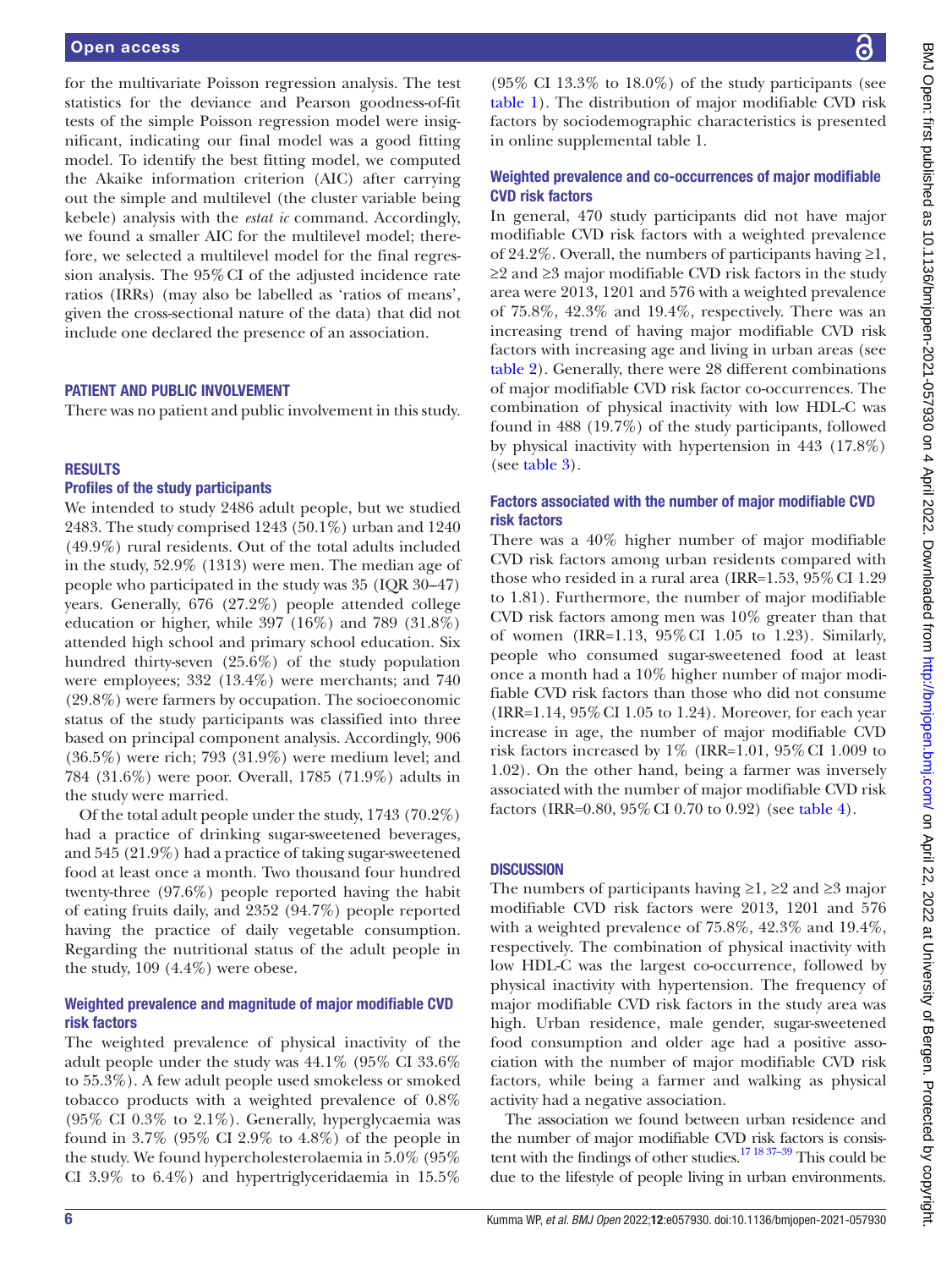for the multivariate Poisson regression analysis. The test statistics for the deviance and Pearson goodness-of-fit tests of the simple Poisson regression model were insignificant, indicating our final model was a good fitting model. To identify the best fitting model, we computed the Akaike information criterion (AIC) after carrying out the simple and multilevel (the cluster variable being kebele) analysis with the *estat ic* command. Accordingly, we found a smaller AIC for the multilevel model; therefore, we selected a multilevel model for the final regression analysis. The 95% CI of the adjusted incidence rate ratios (IRRs) (may also be labelled as 'ratios of means', given the cross-sectional nature of the data) that did not include one declared the presence of an association.

## PATIENT AND PUBLIC INVOLVEMENT

There was no patient and public involvement in this study.

## RESULTS

### Profiles of the study participants

We intended to study 2486 adult people, but we studied 2483. The study comprised 1243 (50.1%) urban and 1240 (49.9%) rural residents. Out of the total adults included in the study, 52.9% (1313) were men. The median age of people who participated in the study was 35 (IQR 30–47) years. Generally, 676 (27.2%) people attended college education or higher, while 397 (16%) and 789 (31.8%) attended high school and primary school education. Six hundred thirty-seven (25.6%) of the study population were employees; 332 (13.4%) were merchants; and 740 (29.8%) were farmers by occupation. The socioeconomic status of the study participants was classified into three based on principal component analysis. Accordingly, 906 (36.5%) were rich; 793 (31.9%) were medium level; and 784 (31.6%) were poor. Overall, 1785 (71.9%) adults in the study were married.

Of the total adult people under the study, 1743 (70.2%) had a practice of drinking sugar-sweetened beverages, and 545 (21.9%) had a practice of taking sugar-sweetened food at least once a month. Two thousand four hundred twenty-three (97.6%) people reported having the habit of eating fruits daily, and 2352 (94.7%) people reported having the practice of daily vegetable consumption. Regarding the nutritional status of the adult people in the study, 109 (4.4%) were obese.

### Weighted prevalence and magnitude of major modifiable CVD risk factors

The weighted prevalence of physical inactivity of the adult people under the study was 44.1% (95% CI 33.6% to 55.3%). A few adult people used smokeless or smoked tobacco products with a weighted prevalence of 0.8% (95% CI 0.3% to 2.1%). Generally, hyperglycaemia was found in 3.7% (95% CI 2.9% to 4.8%) of the people in the study. We found hypercholesterolaemia in 5.0% (95% CI 3.9% to 6.4%) and hypertriglyceridaemia in 15.5% (95% CI 13.3% to 18.0%) of the study participants (see table 1). The distribution of major modifiable CVD risk factors by sociodemographic characteristics is presented in online supplemental table 1.

### Weighted prevalence and co-occurrences of major modifiable CVD risk factors

In general, 470 study participants did not have major modifiable CVD risk factors with a weighted prevalence of 24.2%. Overall, the numbers of participants having ≥1, ≥2 and ≥3 major modifiable CVD risk factors in the study area were 2013, 1201 and 576 with a weighted prevalence of 75.8%, 42.3% and 19.4%, respectively. There was an increasing trend of having major modifiable CVD risk factors with increasing age and living in urban areas (see table 2). Generally, there were 28 different combinations of major modifiable CVD risk factor co-occurrences. The combination of physical inactivity with low HDL-C was found in 488 (19.7%) of the study participants, followed by physical inactivity with hypertension in 443 (17.8%) (see table 3).

### Factors associated with the number of major modifiable CVD risk factors

There was a 40% higher number of major modifiable CVD risk factors among urban residents compared with those who resided in a rural area (IRR=1.53, 95% CI 1.29 to 1.81). Furthermore, the number of major modifiable CVD risk factors among men was 10% greater than that of women (IRR=1.13, 95% CI 1.05 to 1.23). Similarly, people who consumed sugar-sweetened food at least once a month had a 10% higher number of major modifiable CVD risk factors than those who did not consume (IRR=1.14, 95% CI 1.05 to 1.24). Moreover, for each year increase in age, the number of major modifiable CVD risk factors increased by 1% (IRR=1.01, 95% CI 1.009 to 1.02). On the other hand, being a farmer was inversely associated with the number of major modifiable CVD risk factors (IRR=0.80, 95% CI 0.70 to 0.92) (see table 4).

## DISCUSSION

The numbers of participants having ≥1, ≥2 and ≥3 major modifiable CVD risk factors were 2013, 1201 and 576 with a weighted prevalence of 75.8%, 42.3% and 19.4%, respectively. The combination of physical inactivity with low HDL-C was the largest co-occurrence, followed by physical inactivity with hypertension. The frequency of major modifiable CVD risk factors in the study area was high. Urban residence, male gender, sugar-sweetened food consumption and older age had a positive association with the number of major modifiable CVD risk factors, while being a farmer and walking as physical activity had a negative association.

The association we found between urban residence and the number of major modifiable CVD risk factors is consistent with the findings of other studies.[17 18 37–39] This could be due to the lifestyle of people living in urban environments.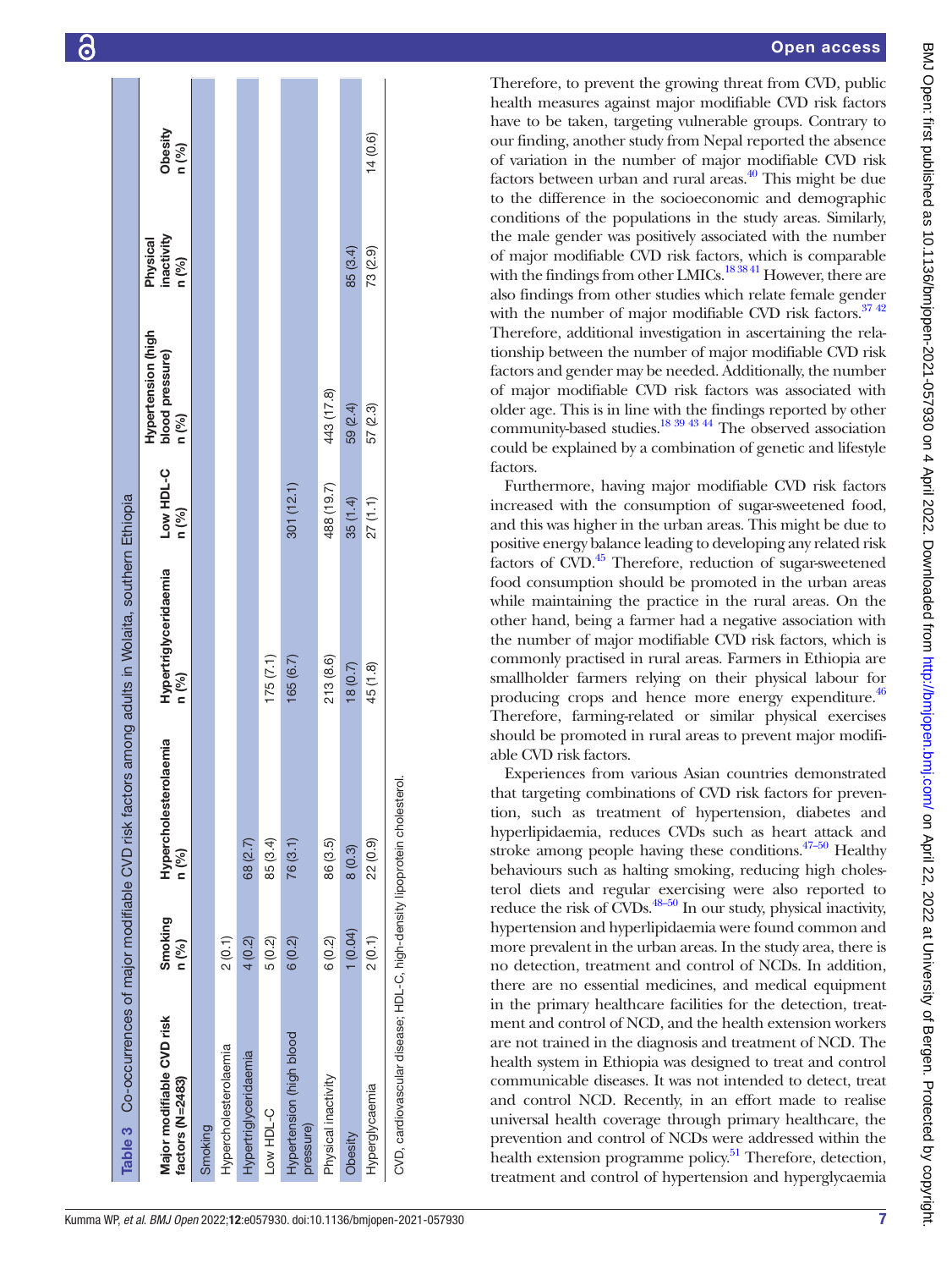**Table 3** Co-occurrences of major modifiable CVD risk factors among adults in Wolaita, southern Ethiopia

| Major modifiable CVD risk factors (N=2483) | Smoking n (%) | Hypercholesterolaemia n (%) | Hypertriglyceridaemia n (%) | Low HDL-C n (%) | Hypertension (high blood pressure) n (%) | Physical inactivity n (%) | Obesity n (%) |
|---|---|---|---|---|---|---|---|
| Smoking | | | | | | | |
| Hypercholesterolaemia | 2 (0.1) | | | | | | |
| Hypertriglyceridaemia | 4 (0.2) | 68 (2.7) | | | | | |
| Low HDL-C | 5 (0.2) | 85 (3.4) | 175 (7.1) | | | | |
| Hypertension (high blood pressure) | 6 (0.2) | 76 (3.1) | 165 (6.7) | 301 (12.1) | | | |
| Physical inactivity | 6 (0.2) | 86 (3.5) | 213 (8.6) | 488 (19.7) | 443 (17.8) | | |
| Obesity | 1 (0.04) | 8 (0.3) | 18 (0.7) | 35 (1.4) | 59 (2.4) | 85 (3.4) | |
| Hyperglycaemia | 2 (0.1) | 22 (0.9) | 45 (1.8) | 27 (1.1) | 57 (2.3) | 73 (2.9) | 14 (0.6) |

CVD, cardiovascular disease; HDL-C, high-density lipoprotein cholesterol.

Therefore, to prevent the growing threat from CVD, public health measures against major modifiable CVD risk factors have to be taken, targeting vulnerable groups. Contrary to our finding, another study from Nepal reported the absence of variation in the number of major modifiable CVD risk factors between urban and rural areas.[40] This might be due to the difference in the socioeconomic and demographic conditions of the populations in the study areas. Similarly, the male gender was positively associated with the number of major modifiable CVD risk factors, which is comparable with the findings from other LMICs.[18 38 41] However, there are also findings from other studies which relate female gender with the number of major modifiable CVD risk factors.[37 42] Therefore, additional investigation in ascertaining the relationship between the number of major modifiable CVD risk factors and gender may be needed. Additionally, the number of major modifiable CVD risk factors was associated with older age. This is in line with the findings reported by other community-based studies.[18 39 43 44] The observed association could be explained by a combination of genetic and lifestyle factors.

Furthermore, having major modifiable CVD risk factors increased with the consumption of sugar-sweetened food, and this was higher in the urban areas. This might be due to positive energy balance leading to developing any related risk factors of CVD.[45] Therefore, reduction of sugar-sweetened food consumption should be promoted in the urban areas while maintaining the practice in the rural areas. On the other hand, being a farmer had a negative association with the number of major modifiable CVD risk factors, which is commonly practised in rural areas. Farmers in Ethiopia are smallholder farmers relying on their physical labour for producing crops and hence more energy expenditure.[46] Therefore, farming-related or similar physical exercises should be promoted in rural areas to prevent major modifiable CVD risk factors.

Experiences from various Asian countries demonstrated that targeting combinations of CVD risk factors for prevention, such as treatment of hypertension, diabetes and hyperlipidaemia, reduces CVDs such as heart attack and stroke among people having these conditions.[47–50] Healthy behaviours such as halting smoking, reducing high cholesterol diets and regular exercising were also reported to reduce the risk of CVDs.[48–50] In our study, physical inactivity, hypertension and hyperlipidaemia were found common and more prevalent in the urban areas. In the study area, there is no detection, treatment and control of NCDs. In addition, there are no essential medicines, and medical equipment in the primary healthcare facilities for the detection, treatment and control of NCD, and the health extension workers are not trained in the diagnosis and treatment of NCD. The health system in Ethiopia was designed to treat and control communicable diseases. It was not intended to detect, treat and control NCD. Recently, in an effort made to realise universal health coverage through primary healthcare, the prevention and control of NCDs were addressed within the health extension programme policy.[51] Therefore, detection, treatment and control of hypertension and hyperglycaemia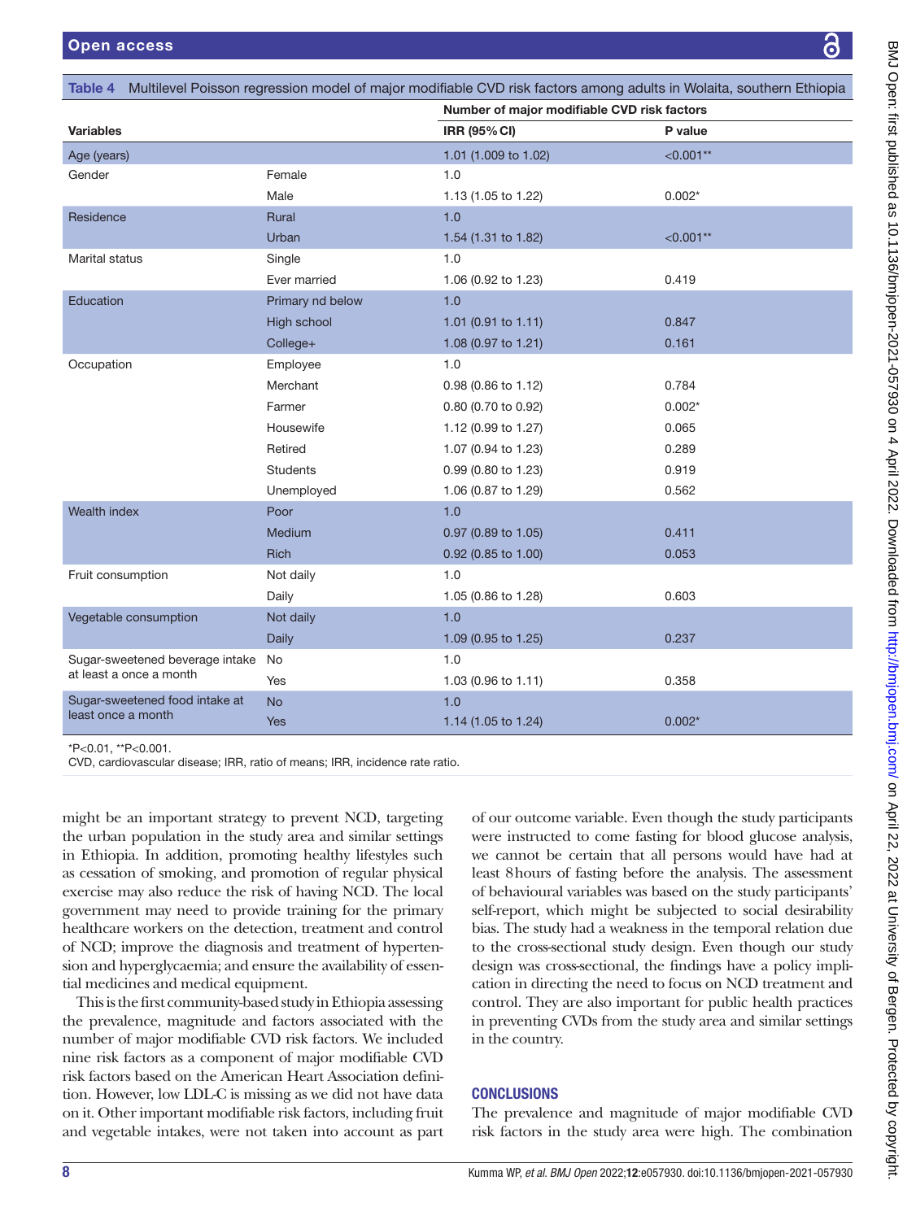**Table 4** Multilevel Poisson regression model of major modifiable CVD risk factors among adults in Wolaita, southern Ethiopia

| Variables | | Number of major modifiable CVD risk factors | |
|---|---|---|---|
| | | IRR (95% CI) | P value |
| Age (years) | | 1.01 (1.009 to 1.02) | <0.001** |
| Gender | Female | 1.0 | |
| | Male | 1.13 (1.05 to 1.22) | 0.002* |
| Residence | Rural | 1.0 | |
| | Urban | 1.54 (1.31 to 1.82) | <0.001** |
| Marital status | Single | 1.0 | |
| | Ever married | 1.06 (0.92 to 1.23) | 0.419 |
| Education | Primary nd below | 1.0 | |
| | High school | 1.01 (0.91 to 1.11) | 0.847 |
| | College+ | 1.08 (0.97 to 1.21) | 0.161 |
| Occupation | Employee | 1.0 | |
| | Merchant | 0.98 (0.86 to 1.12) | 0.784 |
| | Farmer | 0.80 (0.70 to 0.92) | 0.002* |
| | Housewife | 1.12 (0.99 to 1.27) | 0.065 |
| | Retired | 1.07 (0.94 to 1.23) | 0.289 |
| | Students | 0.99 (0.80 to 1.23) | 0.919 |
| | Unemployed | 1.06 (0.87 to 1.29) | 0.562 |
| Wealth index | Poor | 1.0 | |
| | Medium | 0.97 (0.89 to 1.05) | 0.411 |
| | Rich | 0.92 (0.85 to 1.00) | 0.053 |
| Fruit consumption | Not daily | 1.0 | |
| | Daily | 1.05 (0.86 to 1.28) | 0.603 |
| Vegetable consumption | Not daily | 1.0 | |
| | Daily | 1.09 (0.95 to 1.25) | 0.237 |
| Sugar-sweetened beverage intake at least a once a month | No | 1.0 | |
| | Yes | 1.03 (0.96 to 1.11) | 0.358 |
| Sugar-sweetened food intake at least once a month | No | 1.0 | |
| | Yes | 1.14 (1.05 to 1.24) | 0.002* |

*P<0.01, **P<0.001.
CVD, cardiovascular disease; IRR, ratio of means; IRR, incidence rate ratio.

might be an important strategy to prevent NCD, targeting the urban population in the study area and similar settings in Ethiopia. In addition, promoting healthy lifestyles such as cessation of smoking, and promotion of regular physical exercise may also reduce the risk of having NCD. The local government may need to provide training for the primary healthcare workers on the detection, treatment and control of NCD; improve the diagnosis and treatment of hypertension and hyperglycaemia; and ensure the availability of essential medicines and medical equipment.

This is the first community-based study in Ethiopia assessing the prevalence, magnitude and factors associated with the number of major modifiable CVD risk factors. We included nine risk factors as a component of major modifiable CVD risk factors based on the American Heart Association definition. However, low LDL-C is missing as we did not have data on it. Other important modifiable risk factors, including fruit and vegetable intakes, were not taken into account as part of our outcome variable. Even though the study participants were instructed to come fasting for blood glucose analysis, we cannot be certain that all persons would have had at least 8 hours of fasting before the analysis. The assessment of behavioural variables was based on the study participants' self-report, which might be subjected to social desirability bias. The study had a weakness in the temporal relation due to the cross-sectional study design. Even though our study design was cross-sectional, the findings have a policy implication in directing the need to focus on NCD treatment and control. They are also important for public health practices in preventing CVDs from the study area and similar settings in the country.

## CONCLUSIONS

The prevalence and magnitude of major modifiable CVD risk factors in the study area were high. The combination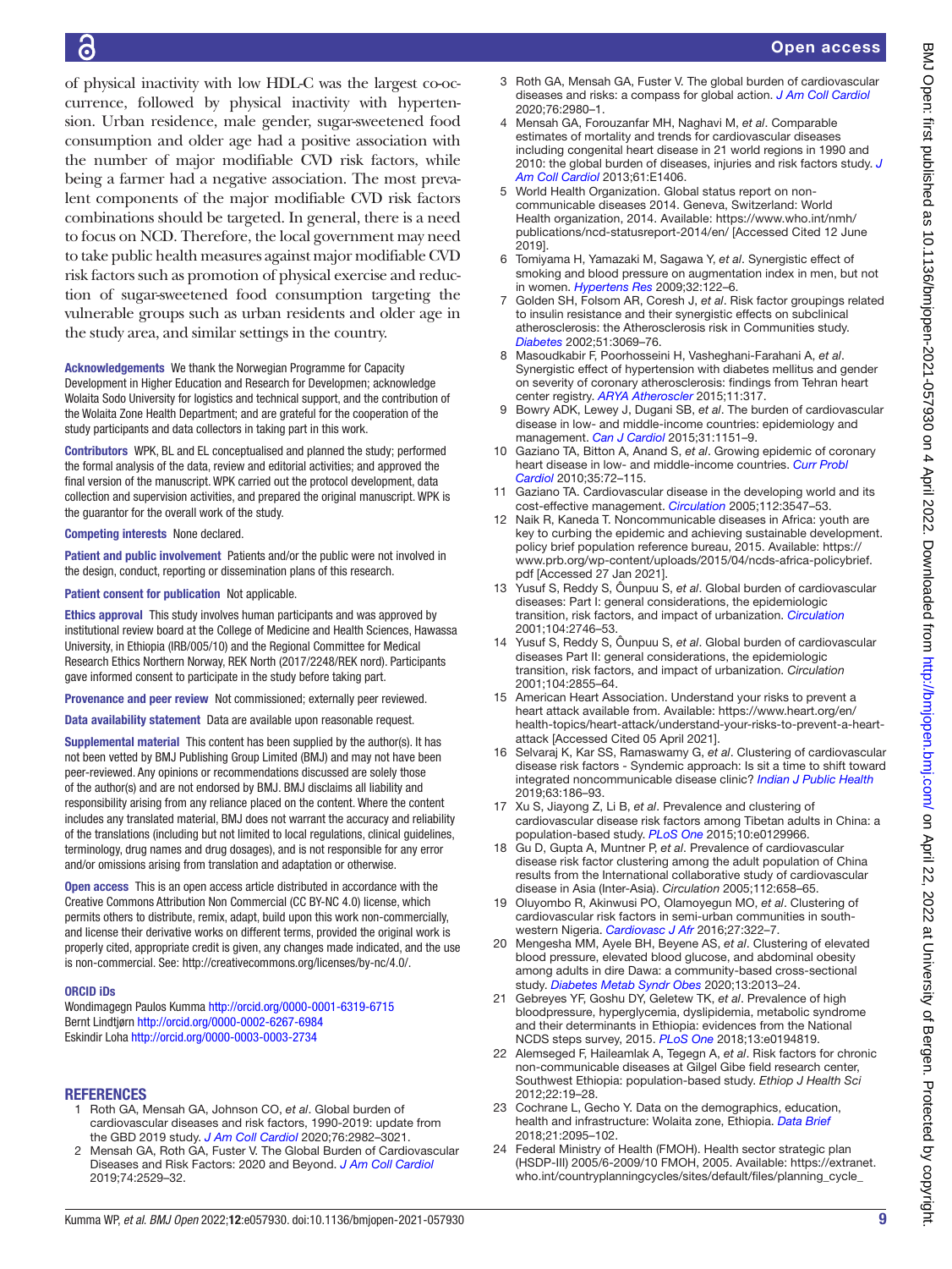of physical inactivity with low HDL-C was the largest co-occurrence, followed by physical inactivity with hypertension. Urban residence, male gender, sugar-sweetened food consumption and older age had a positive association with the number of major modifiable CVD risk factors, while being a farmer had a negative association. The most prevalent components of the major modifiable CVD risk factors combinations should be targeted. In general, there is a need to focus on NCD. Therefore, the local government may need to take public health measures against major modifiable CVD risk factors such as promotion of physical exercise and reduction of sugar-sweetened food consumption targeting the vulnerable groups such as urban residents and older age in the study area, and similar settings in the country.

**Acknowledgements** We thank the Norwegian Programme for Capacity Development in Higher Education and Research for Developmen; acknowledge Wolaita Sodo University for logistics and technical support, and the contribution of the Wolaita Zone Health Department; and are grateful for the cooperation of the study participants and data collectors in taking part in this work.

**Contributors** WPK, BL and EL conceptualised and planned the study; performed the formal analysis of the data, review and editorial activities; and approved the final version of the manuscript. WPK carried out the protocol development, data collection and supervision activities, and prepared the original manuscript. WPK is the guarantor for the overall work of the study.

**Competing interests** None declared.

**Patient and public involvement** Patients and/or the public were not involved in the design, conduct, reporting or dissemination plans of this research.

**Patient consent for publication** Not applicable.

**Ethics approval** This study involves human participants and was approved by institutional review board at the College of Medicine and Health Sciences, Hawassa University, in Ethiopia (IRB/005/10) and the Regional Committee for Medical Research Ethics Northern Norway, REK North (2017/2248/REK nord). Participants gave informed consent to participate in the study before taking part.

**Provenance and peer review** Not commissioned; externally peer reviewed.

**Data availability statement** Data are available upon reasonable request.

**Supplemental material** This content has been supplied by the author(s). It has not been vetted by BMJ Publishing Group Limited (BMJ) and may not have been peer-reviewed. Any opinions or recommendations discussed are solely those of the author(s) and are not endorsed by BMJ. BMJ disclaims all liability and responsibility arising from any reliance placed on the content. Where the content includes any translated material, BMJ does not warrant the accuracy and reliability of the translations (including but not limited to local regulations, clinical guidelines, terminology, drug names and drug dosages), and is not responsible for any error and/or omissions arising from translation and adaptation or otherwise.

**Open access** This is an open access article distributed in accordance with the Creative Commons Attribution Non Commercial (CC BY-NC 4.0) license, which permits others to distribute, remix, adapt, build upon this work non-commercially, and license their derivative works on different terms, provided the original work is properly cited, appropriate credit is given, any changes made indicated, and the use is non-commercial. See: http://creativecommons.org/licenses/by-nc/4.0/.

**ORCID iDs**

Wondimagegn Paulos Kumma http://orcid.org/0000-0001-6319-6715
Bernt Lindtjørn http://orcid.org/0000-0002-6267-6984
Eskindir Loha http://orcid.org/0000-0003-0003-2734

## REFERENCES

1. Roth GA, Mensah GA, Johnson CO, *et al*. Global burden of cardiovascular diseases and risk factors, 1990-2019: update from the GBD 2019 study. *J Am Coll Cardiol* 2020;76:2982–3021.
2. Mensah GA, Roth GA, Fuster V. The Global Burden of Cardiovascular Diseases and Risk Factors: 2020 and Beyond. *J Am Coll Cardiol* 2019;74:2529–32.
3. Roth GA, Mensah GA, Fuster V. The global burden of cardiovascular diseases and risks: a compass for global action. *J Am Coll Cardiol* 2020;76:2980–1.
4. Mensah GA, Forouzanfar MH, Naghavi M, *et al*. Comparable estimates of mortality and trends for cardiovascular diseases including congenital heart disease in 21 world regions in 1990 and 2010: the global burden of diseases, injuries and risk factors study. *J Am Coll Cardiol* 2013;61:E1406.
5. World Health Organization. Global status report on non-communicable diseases 2014. Geneva, Switzerland: World Health organization, 2014. Available: https://www.who.int/nmh/publications/ncd-statusreport-2014/en/ [Accessed Cited 12 June 2019].
6. Tomiyama H, Yamazaki M, Sagawa Y, *et al*. Synergistic effect of smoking and blood pressure on augmentation index in men, but not in women. *Hypertens Res* 2009;32:122–6.
7. Golden SH, Folsom AR, Coresh J, *et al*. Risk factor groupings related to insulin resistance and their synergistic effects on subclinical atherosclerosis: the Atherosclerosis risk in Communities study. *Diabetes* 2002;51:3069–76.
8. Masoudkabir F, Poorhosseini H, Vasheghani-Farahani A, *et al*. Synergistic effect of hypertension with diabetes mellitus and gender on severity of coronary atherosclerosis: findings from Tehran heart center registry. *ARYA Atheroscler* 2015;11:317.
9. Bowry ADK, Lewey J, Dugani SB, *et al*. The burden of cardiovascular disease in low- and middle-income countries: epidemiology and management. *Can J Cardiol* 2015;31:1151–9.
10. Gaziano TA, Bitton A, Anand S, *et al*. Growing epidemic of coronary heart disease in low- and middle-income countries. *Curr Probl Cardiol* 2010;35:72–115.
11. Gaziano TA. Cardiovascular disease in the developing world and its cost-effective management. *Circulation* 2005;112:3547–53.
12. Naik R, Kaneda T. Noncommunicable diseases in Africa: youth are key to curbing the epidemic and achieving sustainable development. policy brief population reference bureau, 2015. Available: https://www.prb.org/wp-content/uploads/2015/04/ncds-africa-policybrief.pdf [Accessed 27 Jan 2021].
13. Yusuf S, Reddy S, Ôunpuu S, *et al*. Global burden of cardiovascular diseases: Part I: general considerations, the epidemiologic transition, risk factors, and impact of urbanization. *Circulation* 2001;104:2746–53.
14. Yusuf S, Reddy S, Ôunpuu S, *et al*. Global burden of cardiovascular diseases Part II: general considerations, the epidemiologic transition, risk factors, and impact of urbanization. *Circulation* 2001;104:2855–64.
15. American Heart Association. Understand your risks to prevent a heart attack available from. Available: https://www.heart.org/en/health-topics/heart-attack/understand-your-risks-to-prevent-a-heart-attack [Accessed Cited 05 April 2021].
16. Selvaraj K, Kar SS, Ramaswamy G, *et al*. Clustering of cardiovascular disease risk factors - Syndemic approach: Is sit a time to shift toward integrated noncommunicable disease clinic? *Indian J Public Health* 2019;63:186–93.
17. Xu S, Jiayong Z, Li B, *et al*. Prevalence and clustering of cardiovascular disease risk factors among Tibetan adults in China: a population-based study. *PLoS One* 2015;10:e0129966.
18. Gu D, Gupta A, Muntner P, *et al*. Prevalence of cardiovascular disease risk factor clustering among the adult population of China results from the International collaborative study of cardiovascular disease in Asia (Inter-Asia). *Circulation* 2005;112:658–65.
19. Oluyombo R, Akinwusi PO, Olamoyegun MO, *et al*. Clustering of cardiovascular risk factors in semi-urban communities in south-western Nigeria. *Cardiovasc J Afr* 2016;27:322–7.
20. Mengesha MM, Ayele BH, Beyene AS, *et al*. Clustering of elevated blood pressure, elevated blood glucose, and abdominal obesity among adults in dire Dawa: a community-based cross-sectional study. *Diabetes Metab Syndr Obes* 2020;13:2013–24.
21. Gebreyes YF, Goshu DY, Geletew TK, *et al*. Prevalence of high bloodpressure, hyperglycemia, dyslipidemia, metabolic syndrome and their determinants in Ethiopia: evidences from the National NCDS steps survey, 2015. *PLoS One* 2018;13:e0194819.
22. Alemseged F, Haileamlak A, Tegegn A, *et al*. Risk factors for chronic non-communicable diseases at Gilgel Gibe field research center, Southwest Ethiopia: population-based study. *Ethiop J Health Sci* 2012;22:19–28.
23. Cochrane L, Gecho Y. Data on the demographics, education, health and infrastructure: Wolaita zone, Ethiopia. *Data Brief* 2018;21:2095–102.
24. Federal Ministry of Health (FMOH). Health sector strategic plan (HSDP-III) 2005/6-2009/10 FMOH, 2005. Available: https://extranet.who.int/countryplanningcycles/sites/default/files/planning_cycle_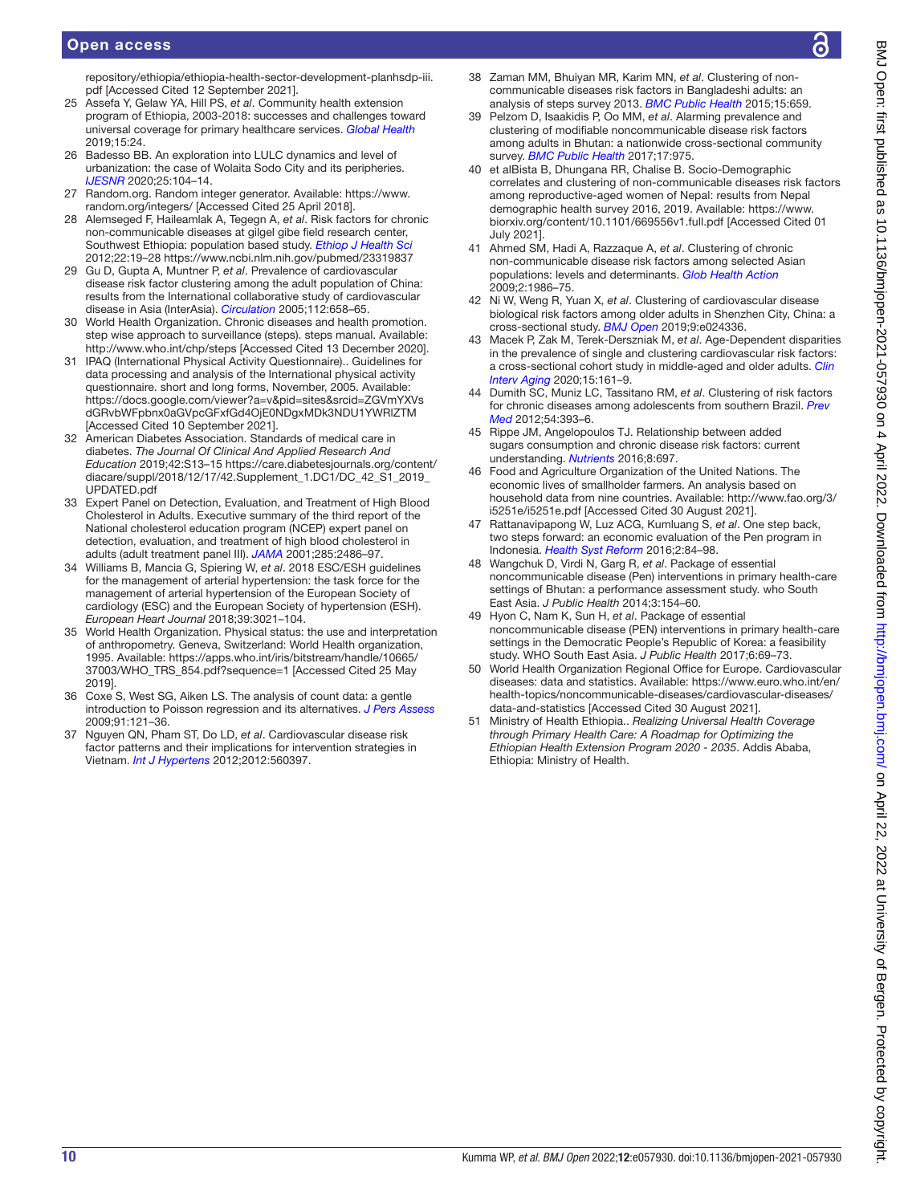repository/ethiopia/ethiopia-health-sector-development-planhsdp-iii.pdf [Accessed Cited 12 September 2021].

25 Assefa Y, Gelaw YA, Hill PS, *et al*. Community health extension program of Ethiopia, 2003-2018: successes and challenges toward universal coverage for primary healthcare services. *Global Health* 2019;15:24.
26 Badesso BB. An exploration into LULC dynamics and level of urbanization: the case of Wolaita Sodo City and its peripheries. *IJESNR* 2020;25:104–14.
27 Random.org. Random integer generator. Available: https://www.random.org/integers/ [Accessed Cited 25 April 2018].
28 Alemseged F, Haileamlak A, Tegegn A, *et al*. Risk factors for chronic non-communicable diseases at gilgel gibe field research center, Southwest Ethiopia: population based study. *Ethiop J Health Sci* 2012;22:19–28 https://www.ncbi.nlm.nih.gov/pubmed/23319837
29 Gu D, Gupta A, Muntner P, *et al*. Prevalence of cardiovascular disease risk factor clustering among the adult population of China: results from the International collaborative study of cardiovascular disease in Asia (InterAsia). *Circulation* 2005;112:658–65.
30 World Health Organization. Chronic diseases and health promotion. step wise approach to surveillance (steps). steps manual. Available: http://www.who.int/chp/steps [Accessed Cited 13 December 2020].
31 IPAQ (International Physical Activity Questionnaire).. Guidelines for data processing and analysis of the International physical activity questionnaire. short and long forms, November, 2005. Available: https://docs.google.com/viewer?a=v&pid=sites&srcid=ZGVmYXVsdGRvbWFpbnx0aGVpcGFxfGd4OjE0NDgxMDk3NDU1YWRlZTM [Accessed Cited 10 September 2021].
32 American Diabetes Association. Standards of medical care in diabetes. *The Journal Of Clinical And Applied Research And Education* 2019;42:S13–15 https://care.diabetesjournals.org/content/diacare/suppl/2018/12/17/42.Supplement_1.DC1/DC_42_S1_2019_UPDATED.pdf
33 Expert Panel on Detection, Evaluation, and Treatment of High Blood Cholesterol in Adults. Executive summary of the third report of the National cholesterol education program (NCEP) expert panel on detection, evaluation, and treatment of high blood cholesterol in adults (adult treatment panel III). *JAMA* 2001;285:2486–97.
34 Williams B, Mancia G, Spiering W, *et al*. 2018 ESC/ESH guidelines for the management of arterial hypertension: the task force for the management of arterial hypertension of the European Society of cardiology (ESC) and the European Society of hypertension (ESH). *European Heart Journal* 2018;39:3021–104.
35 World Health Organization. Physical status: the use and interpretation of anthropometry. Geneva, Switzerland: World Health organization, 1995. Available: https://apps.who.int/iris/bitstream/handle/10665/37003/WHO_TRS_854.pdf?sequence=1 [Accessed Cited 25 May 2019].
36 Coxe S, West SG, Aiken LS. The analysis of count data: a gentle introduction to Poisson regression and its alternatives. *J Pers Assess* 2009;91:121–36.
37 Nguyen QN, Pham ST, Do LD, *et al*. Cardiovascular disease risk factor patterns and their implications for intervention strategies in Vietnam. *Int J Hypertens* 2012;2012:560397.
38 Zaman MM, Bhuiyan MR, Karim MN, *et al*. Clustering of non-communicable diseases risk factors in Bangladeshi adults: an analysis of steps survey 2013. *BMC Public Health* 2015;15:659.
39 Pelzom D, Isaakidis P, Oo MM, *et al*. Alarming prevalence and clustering of modifiable noncommunicable disease risk factors among adults in Bhutan: a nationwide cross-sectional community survey. *BMC Public Health* 2017;17:975.
40 et alBista B, Dhungana RR, Chalise B. Socio-Demographic correlates and clustering of non-communicable diseases risk factors among reproductive-aged women of Nepal: results from Nepal demographic health survey 2016, 2019. Available: https://www.biorxiv.org/content/10.1101/669556v1.full.pdf [Accessed Cited 01 July 2021].
41 Ahmed SM, Hadi A, Razzaque A, *et al*. Clustering of chronic non-communicable disease risk factors among selected Asian populations: levels and determinants. *Glob Health Action* 2009;2:1986–75.
42 Ni W, Weng R, Yuan X, *et al*. Clustering of cardiovascular disease biological risk factors among older adults in Shenzhen City, China: a cross-sectional study. *BMJ Open* 2019;9:e024336.
43 Macek P, Zak M, Terek-Derszniak M, *et al*. Age-Dependent disparities in the prevalence of single and clustering cardiovascular risk factors: a cross-sectional cohort study in middle-aged and older adults. *Clin Interv Aging* 2020;15:161–9.
44 Dumith SC, Muniz LC, Tassitano RM, *et al*. Clustering of risk factors for chronic diseases among adolescents from southern Brazil. *Prev Med* 2012;54:393–6.
45 Rippe JM, Angelopoulos TJ. Relationship between added sugars consumption and chronic disease risk factors: current understanding. *Nutrients* 2016;8:697.
46 Food and Agriculture Organization of the United Nations. The economic lives of smallholder farmers. An analysis based on household data from nine countries. Available: http://www.fao.org/3/i5251e/i5251e.pdf [Accessed Cited 30 August 2021].
47 Rattanavipapong W, Luz ACG, Kumluang S, *et al*. One step back, two steps forward: an economic evaluation of the Pen program in Indonesia. *Health Syst Reform* 2016;2:84–98.
48 Wangchuk D, Virdi N, Garg R, *et al*. Package of essential noncommunicable disease (Pen) interventions in primary health-care settings of Bhutan: a performance assessment study. who South East Asia. *J Public Health* 2014;3:154–60.
49 Hyon C, Nam K, Sun H, *et al*. Package of essential noncommunicable disease (PEN) interventions in primary health-care settings in the Democratic People's Republic of Korea: a feasibility study. WHO South East Asia. *J Public Health* 2017;6:69–73.
50 World Health Organization Regional Office for Europe. Cardiovascular diseases: data and statistics. Available: https://www.euro.who.int/en/health-topics/noncommunicable-diseases/cardiovascular-diseases/data-and-statistics [Accessed Cited 30 August 2021].
51 Ministry of Health Ethiopia.. *Realizing Universal Health Coverage through Primary Health Care: A Roadmap for Optimizing the Ethiopian Health Extension Program 2020 - 2035*. Addis Ababa, Ethiopia: Ministry of Health.